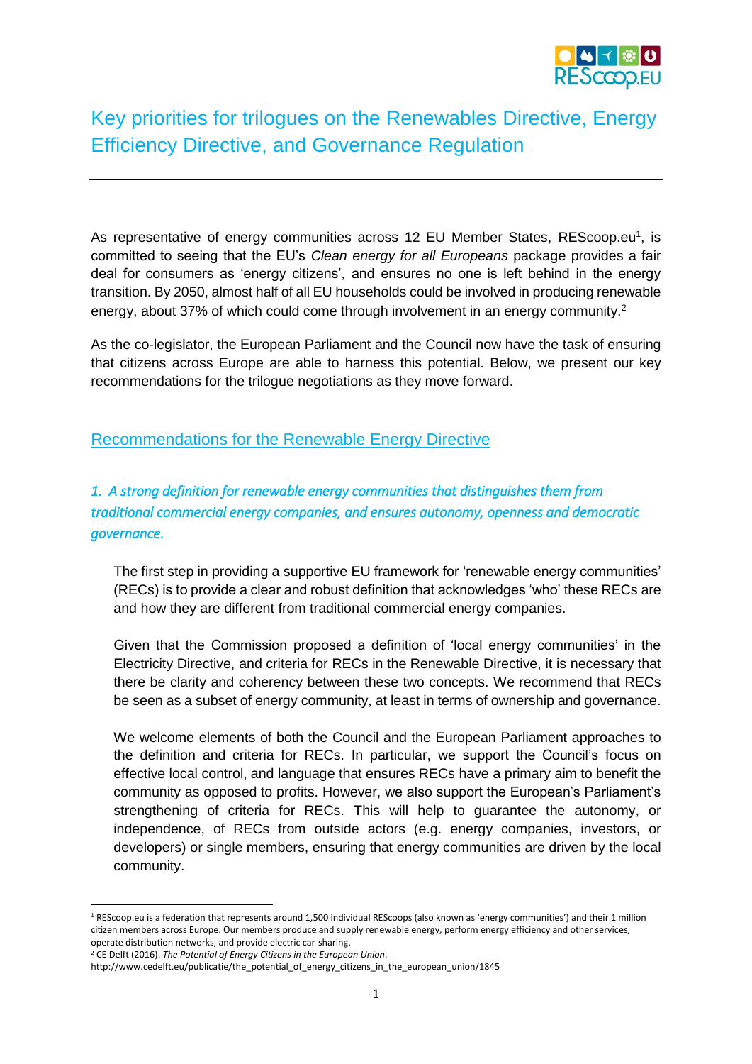# Key priorities for trilogues on the Renewables Directive, Energy Efficiency Directive, and Governance Regulation

As representative of energy communities across 12 EU Member States, REScoop.eu[1], is committed to seeing that the EU's *Clean energy for all Europeans* package provides a fair deal for consumers as 'energy citizens', and ensures no one is left behind in the energy transition. By 2050, almost half of all EU households could be involved in producing renewable energy, about 37% of which could come through involvement in an energy community.[2]

As the co-legislator, the European Parliament and the Council now have the task of ensuring that citizens across Europe are able to harness this potential. Below, we present our key recommendations for the trilogue negotiations as they move forward.

## Recommendations for the Renewable Energy Directive

### *1. A strong definition for renewable energy communities that distinguishes them from traditional commercial energy companies, and ensures autonomy, openness and democratic governance.*

The first step in providing a supportive EU framework for 'renewable energy communities' (RECs) is to provide a clear and robust definition that acknowledges 'who' these RECs are and how they are different from traditional commercial energy companies.

Given that the Commission proposed a definition of 'local energy communities' in the Electricity Directive, and criteria for RECs in the Renewable Directive, it is necessary that there be clarity and coherency between these two concepts. We recommend that RECs be seen as a subset of energy community, at least in terms of ownership and governance.

We welcome elements of both the Council and the European Parliament approaches to the definition and criteria for RECs. In particular, we support the Council's focus on effective local control, and language that ensures RECs have a primary aim to benefit the community as opposed to profits. However, we also support the European's Parliament's strengthening of criteria for RECs. This will help to guarantee the autonomy, or independence, of RECs from outside actors (e.g. energy companies, investors, or developers) or single members, ensuring that energy communities are driven by the local community.

---

[1] REScoop.eu is a federation that represents around 1,500 individual REScoops (also known as 'energy communities') and their 1 million citizen members across Europe. Our members produce and supply renewable energy, perform energy efficiency and other services, operate distribution networks, and provide electric car-sharing.

[2] CE Delft (2016). *The Potential of Energy Citizens in the European Union*. http://www.cedelft.eu/publicatie/the_potential_of_energy_citizens_in_the_european_union/1845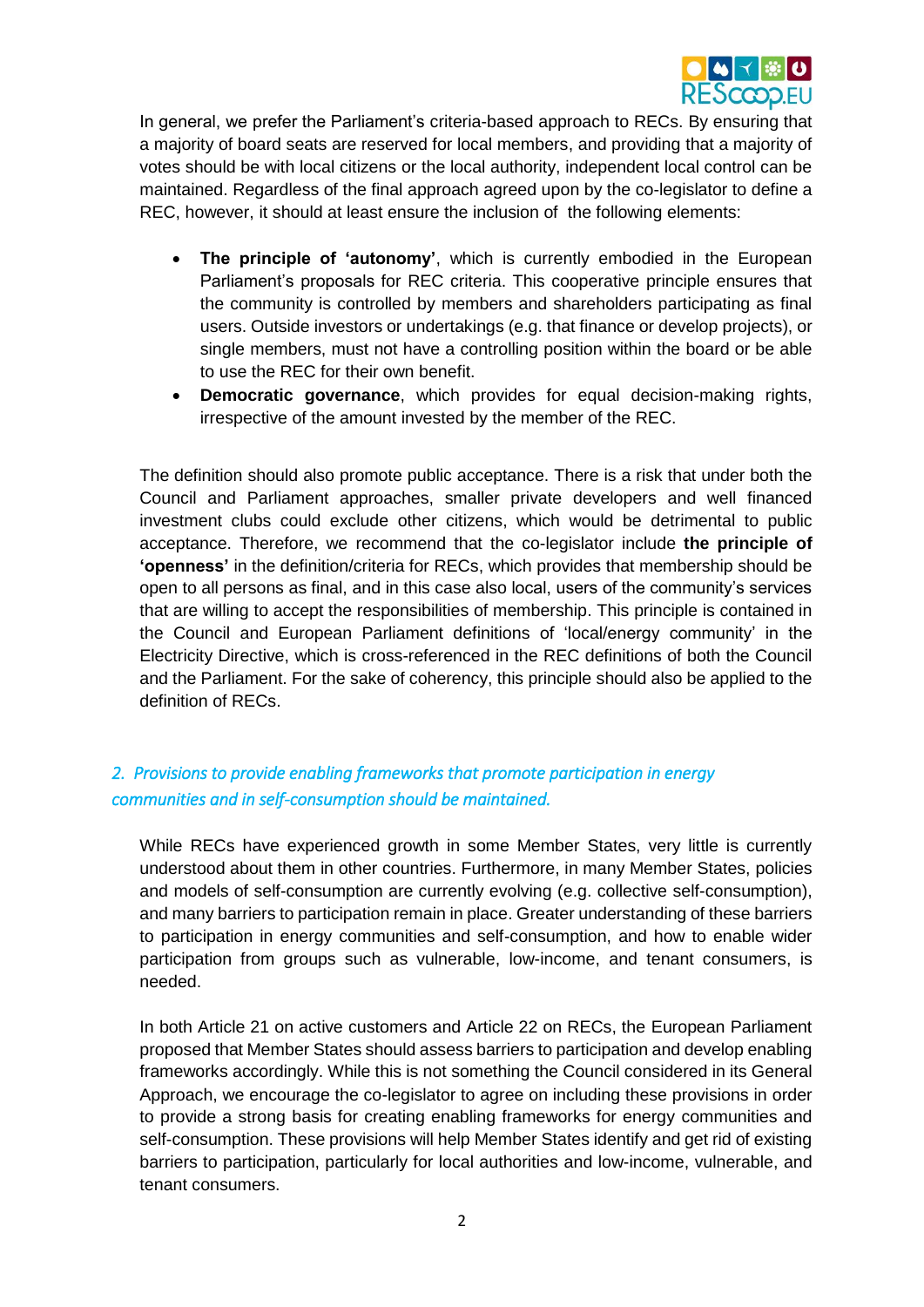In general, we prefer the Parliament's criteria-based approach to RECs. By ensuring that a majority of board seats are reserved for local members, and providing that a majority of votes should be with local citizens or the local authority, independent local control can be maintained. Regardless of the final approach agreed upon by the co-legislator to define a REC, however, it should at least ensure the inclusion of the following elements:

- **The principle of 'autonomy'**, which is currently embodied in the European Parliament's proposals for REC criteria. This cooperative principle ensures that the community is controlled by members and shareholders participating as final users. Outside investors or undertakings (e.g. that finance or develop projects), or single members, must not have a controlling position within the board or be able to use the REC for their own benefit.
- **Democratic governance**, which provides for equal decision-making rights, irrespective of the amount invested by the member of the REC.

The definition should also promote public acceptance. There is a risk that under both the Council and Parliament approaches, smaller private developers and well financed investment clubs could exclude other citizens, which would be detrimental to public acceptance. Therefore, we recommend that the co-legislator include **the principle of 'openness'** in the definition/criteria for RECs, which provides that membership should be open to all persons as final, and in this case also local, users of the community's services that are willing to accept the responsibilities of membership. This principle is contained in the Council and European Parliament definitions of 'local/energy community' in the Electricity Directive, which is cross-referenced in the REC definitions of both the Council and the Parliament. For the sake of coherency, this principle should also be applied to the definition of RECs.

## *2. Provisions to provide enabling frameworks that promote participation in energy communities and in self-consumption should be maintained.*

While RECs have experienced growth in some Member States, very little is currently understood about them in other countries. Furthermore, in many Member States, policies and models of self-consumption are currently evolving (e.g. collective self-consumption), and many barriers to participation remain in place. Greater understanding of these barriers to participation in energy communities and self-consumption, and how to enable wider participation from groups such as vulnerable, low-income, and tenant consumers, is needed.

In both Article 21 on active customers and Article 22 on RECs, the European Parliament proposed that Member States should assess barriers to participation and develop enabling frameworks accordingly. While this is not something the Council considered in its General Approach, we encourage the co-legislator to agree on including these provisions in order to provide a strong basis for creating enabling frameworks for energy communities and self-consumption. These provisions will help Member States identify and get rid of existing barriers to participation, particularly for local authorities and low-income, vulnerable, and tenant consumers.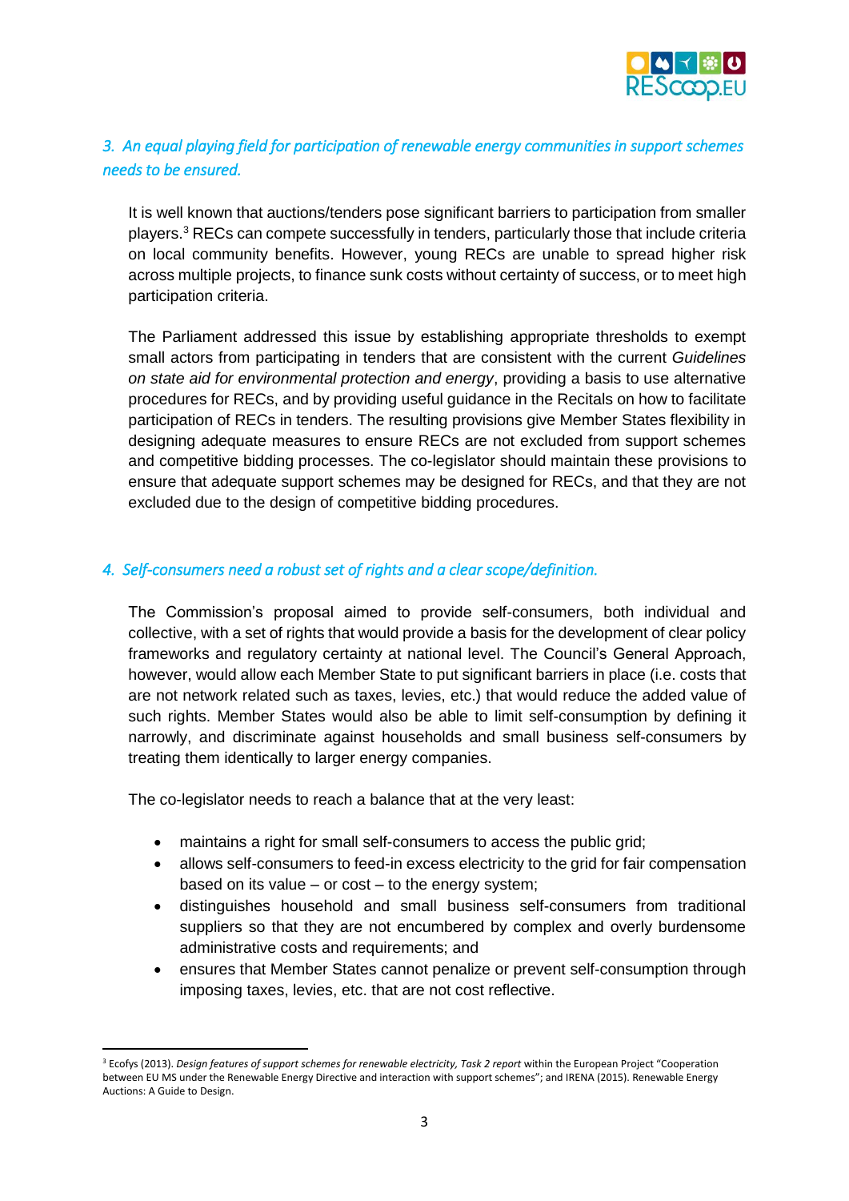### *3. An equal playing field for participation of renewable energy communities in support schemes needs to be ensured.*

It is well known that auctions/tenders pose significant barriers to participation from smaller players.[3] RECs can compete successfully in tenders, particularly those that include criteria on local community benefits. However, young RECs are unable to spread higher risk across multiple projects, to finance sunk costs without certainty of success, or to meet high participation criteria.

The Parliament addressed this issue by establishing appropriate thresholds to exempt small actors from participating in tenders that are consistent with the current *Guidelines on state aid for environmental protection and energy*, providing a basis to use alternative procedures for RECs, and by providing useful guidance in the Recitals on how to facilitate participation of RECs in tenders. The resulting provisions give Member States flexibility in designing adequate measures to ensure RECs are not excluded from support schemes and competitive bidding processes. The co-legislator should maintain these provisions to ensure that adequate support schemes may be designed for RECs, and that they are not excluded due to the design of competitive bidding procedures.

### *4. Self-consumers need a robust set of rights and a clear scope/definition.*

The Commission's proposal aimed to provide self-consumers, both individual and collective, with a set of rights that would provide a basis for the development of clear policy frameworks and regulatory certainty at national level. The Council's General Approach, however, would allow each Member State to put significant barriers in place (i.e. costs that are not network related such as taxes, levies, etc.) that would reduce the added value of such rights. Member States would also be able to limit self-consumption by defining it narrowly, and discriminate against households and small business self-consumers by treating them identically to larger energy companies.

The co-legislator needs to reach a balance that at the very least:

- maintains a right for small self-consumers to access the public grid;
- allows self-consumers to feed-in excess electricity to the grid for fair compensation based on its value – or cost – to the energy system;
- distinguishes household and small business self-consumers from traditional suppliers so that they are not encumbered by complex and overly burdensome administrative costs and requirements; and
- ensures that Member States cannot penalize or prevent self-consumption through imposing taxes, levies, etc. that are not cost reflective.

[3] Ecofys (2013). *Design features of support schemes for renewable electricity, Task 2 report* within the European Project "Cooperation between EU MS under the Renewable Energy Directive and interaction with support schemes"; and IRENA (2015). Renewable Energy Auctions: A Guide to Design.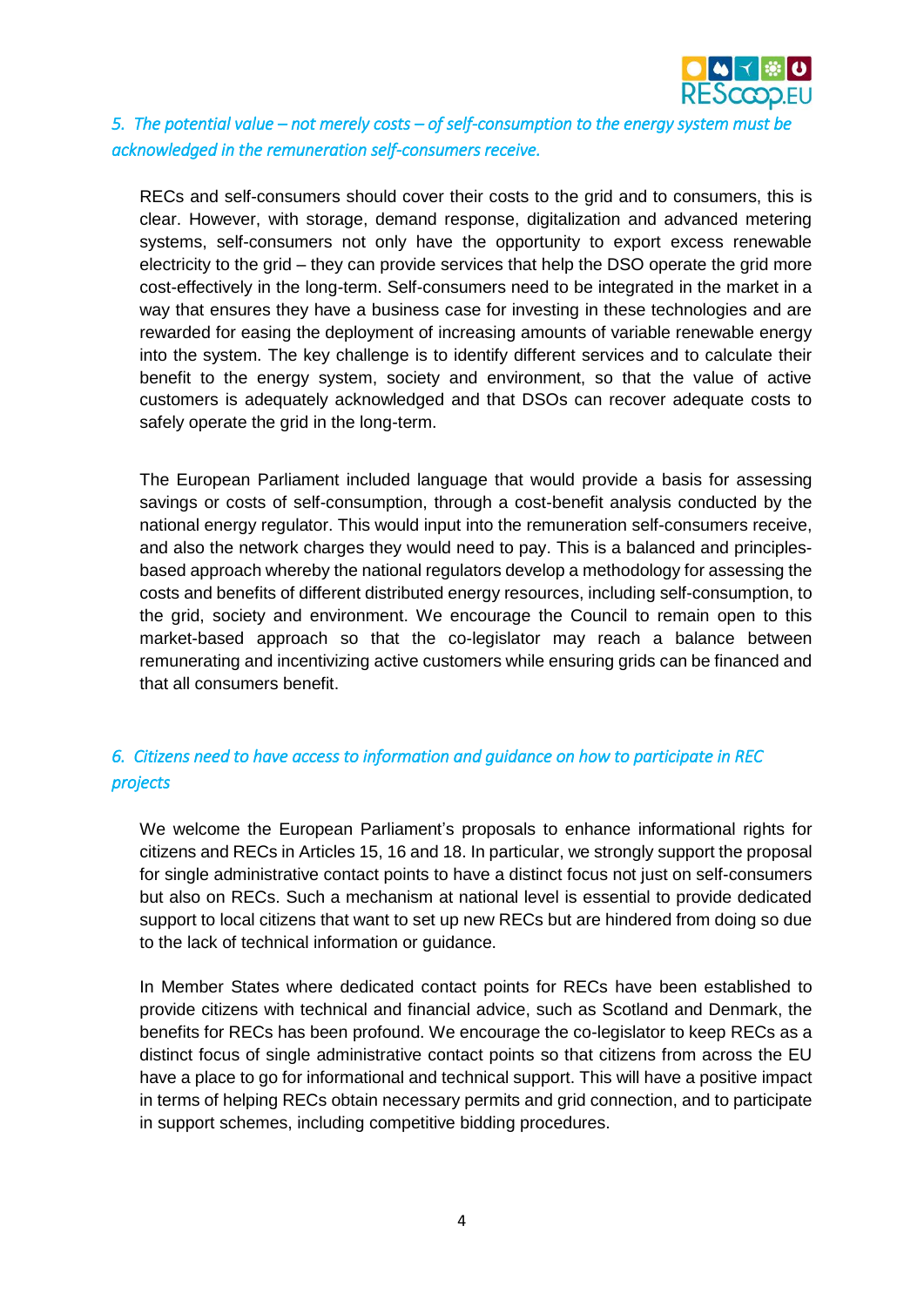## *5. The potential value – not merely costs – of self-consumption to the energy system must be acknowledged in the remuneration self-consumers receive.*

RECs and self-consumers should cover their costs to the grid and to consumers, this is clear. However, with storage, demand response, digitalization and advanced metering systems, self-consumers not only have the opportunity to export excess renewable electricity to the grid – they can provide services that help the DSO operate the grid more cost-effectively in the long-term. Self-consumers need to be integrated in the market in a way that ensures they have a business case for investing in these technologies and are rewarded for easing the deployment of increasing amounts of variable renewable energy into the system. The key challenge is to identify different services and to calculate their benefit to the energy system, society and environment, so that the value of active customers is adequately acknowledged and that DSOs can recover adequate costs to safely operate the grid in the long-term.

The European Parliament included language that would provide a basis for assessing savings or costs of self-consumption, through a cost-benefit analysis conducted by the national energy regulator. This would input into the remuneration self-consumers receive, and also the network charges they would need to pay. This is a balanced and principles-based approach whereby the national regulators develop a methodology for assessing the costs and benefits of different distributed energy resources, including self-consumption, to the grid, society and environment. We encourage the Council to remain open to this market-based approach so that the co-legislator may reach a balance between remunerating and incentivizing active customers while ensuring grids can be financed and that all consumers benefit.

## *6. Citizens need to have access to information and guidance on how to participate in REC projects*

We welcome the European Parliament's proposals to enhance informational rights for citizens and RECs in Articles 15, 16 and 18. In particular, we strongly support the proposal for single administrative contact points to have a distinct focus not just on self-consumers but also on RECs. Such a mechanism at national level is essential to provide dedicated support to local citizens that want to set up new RECs but are hindered from doing so due to the lack of technical information or guidance.

In Member States where dedicated contact points for RECs have been established to provide citizens with technical and financial advice, such as Scotland and Denmark, the benefits for RECs has been profound. We encourage the co-legislator to keep RECs as a distinct focus of single administrative contact points so that citizens from across the EU have a place to go for informational and technical support. This will have a positive impact in terms of helping RECs obtain necessary permits and grid connection, and to participate in support schemes, including competitive bidding procedures.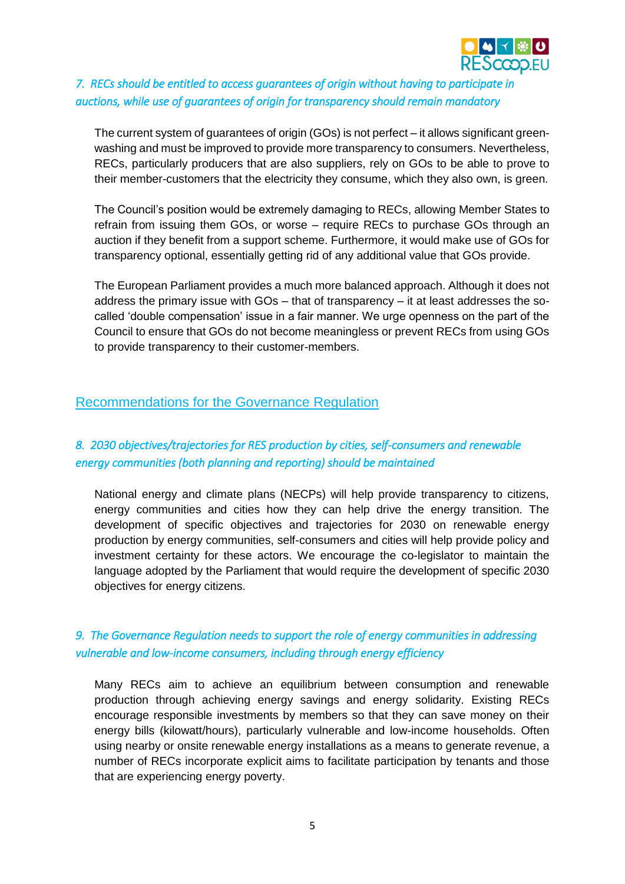*7. RECs should be entitled to access guarantees of origin without having to participate in auctions, while use of guarantees of origin for transparency should remain mandatory*

The current system of guarantees of origin (GOs) is not perfect – it allows significant green-washing and must be improved to provide more transparency to consumers. Nevertheless, RECs, particularly producers that are also suppliers, rely on GOs to be able to prove to their member-customers that the electricity they consume, which they also own, is green.

The Council's position would be extremely damaging to RECs, allowing Member States to refrain from issuing them GOs, or worse – require RECs to purchase GOs through an auction if they benefit from a support scheme. Furthermore, it would make use of GOs for transparency optional, essentially getting rid of any additional value that GOs provide.

The European Parliament provides a much more balanced approach. Although it does not address the primary issue with GOs – that of transparency – it at least addresses the so-called 'double compensation' issue in a fair manner. We urge openness on the part of the Council to ensure that GOs do not become meaningless or prevent RECs from using GOs to provide transparency to their customer-members.

## Recommendations for the Governance Regulation

*8. 2030 objectives/trajectories for RES production by cities, self-consumers and renewable energy communities (both planning and reporting) should be maintained*

National energy and climate plans (NECPs) will help provide transparency to citizens, energy communities and cities how they can help drive the energy transition. The development of specific objectives and trajectories for 2030 on renewable energy production by energy communities, self-consumers and cities will help provide policy and investment certainty for these actors. We encourage the co-legislator to maintain the language adopted by the Parliament that would require the development of specific 2030 objectives for energy citizens.

*9. The Governance Regulation needs to support the role of energy communities in addressing vulnerable and low-income consumers, including through energy efficiency*

Many RECs aim to achieve an equilibrium between consumption and renewable production through achieving energy savings and energy solidarity. Existing RECs encourage responsible investments by members so that they can save money on their energy bills (kilowatt/hours), particularly vulnerable and low-income households. Often using nearby or onsite renewable energy installations as a means to generate revenue, a number of RECs incorporate explicit aims to facilitate participation by tenants and those that are experiencing energy poverty.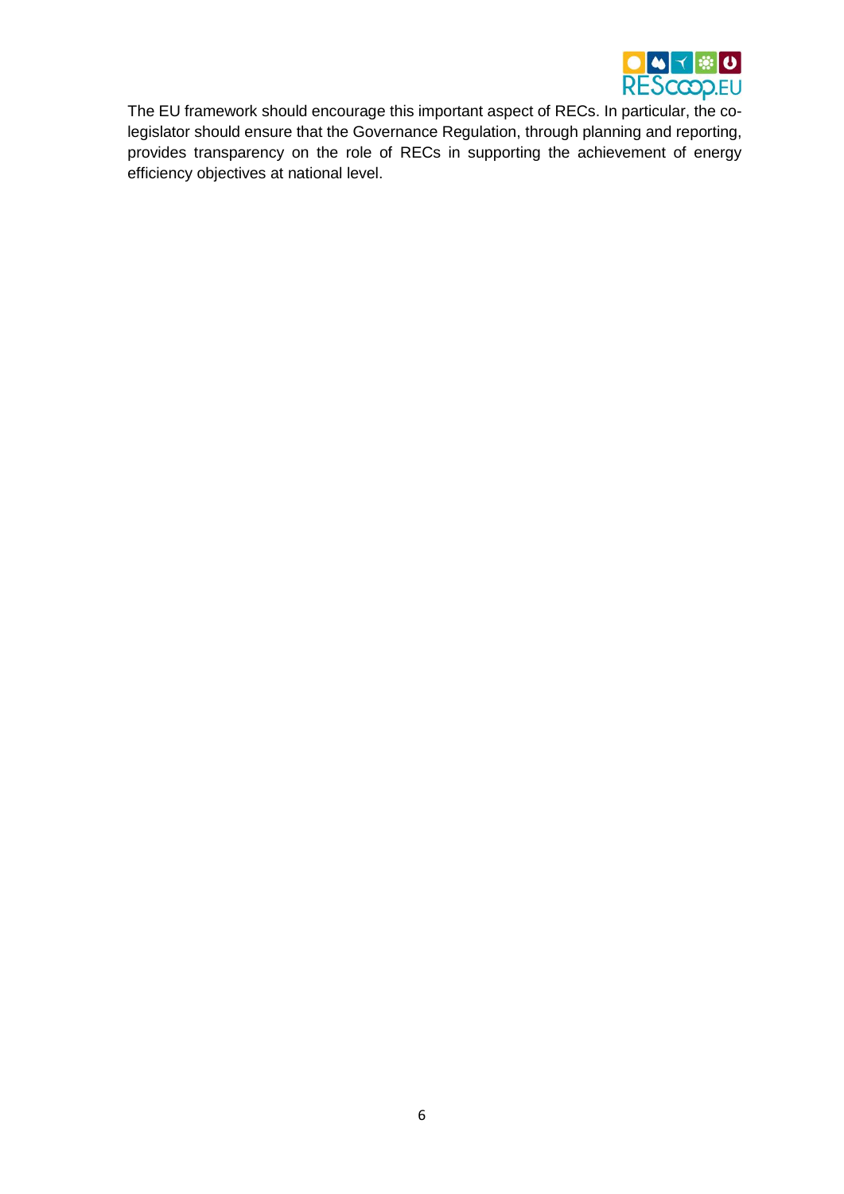The EU framework should encourage this important aspect of RECs. In particular, the co-legislator should ensure that the Governance Regulation, through planning and reporting, provides transparency on the role of RECs in supporting the achievement of energy efficiency objectives at national level.